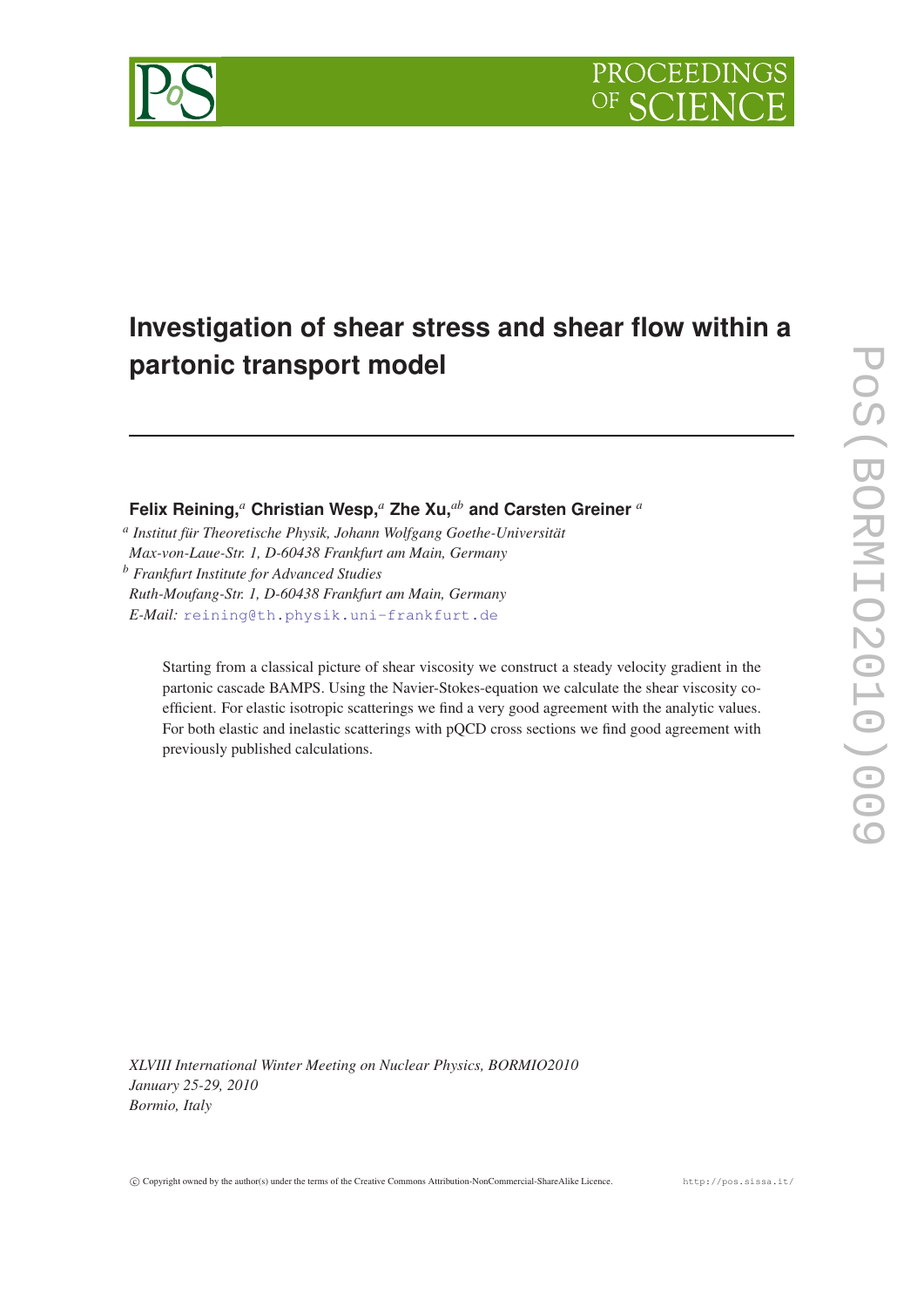# Investigation of shear stress and shear flow within a partonic transport model

**Felix Reining,**[a] **Christian Wesp,**[a] **Zhe Xu,**[ab] **and Carsten Greiner** [a]

[a] *Institut für Theoretische Physik, Johann Wolfgang Goethe-Universität Max-von-Laue-Str. 1, D-60438 Frankfurt am Main, Germany*

[b] *Frankfurt Institute for Advanced Studies Ruth-Moufang-Str. 1, D-60438 Frankfurt am Main, Germany*

*E-Mail:* reining@th.physik.uni-frankfurt.de

Starting from a classical picture of shear viscosity we construct a steady velocity gradient in the partonic cascade BAMPS. Using the Navier-Stokes-equation we calculate the shear viscosity coefficient. For elastic isotropic scatterings we find a very good agreement with the analytic values. For both elastic and inelastic scatterings with pQCD cross sections we find good agreement with previously published calculations.

*XLVIII International Winter Meeting on Nuclear Physics, BORMIO2010*
*January 25-29, 2010*
*Bormio, Italy*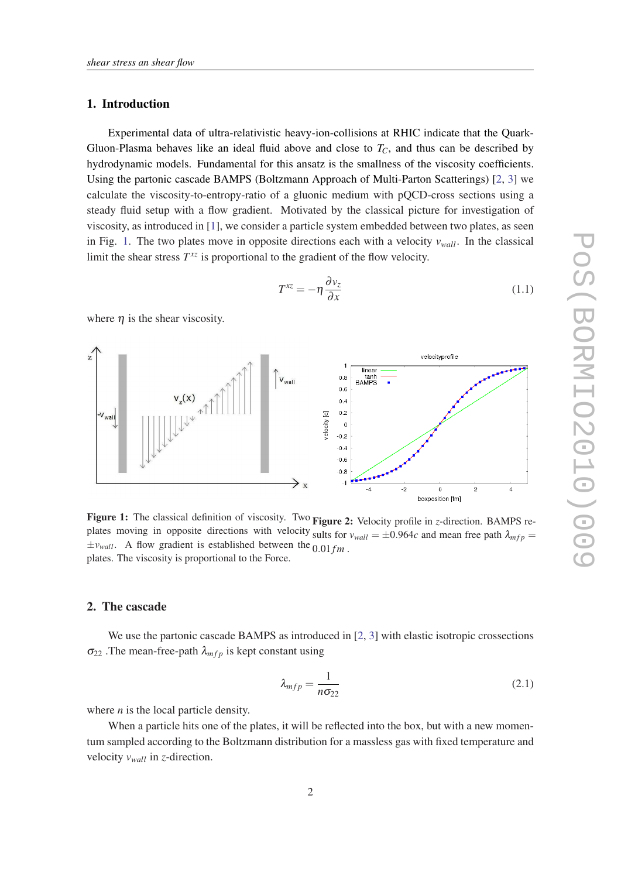## 1. Introduction

Experimental data of ultra-relativistic heavy-ion-collisions at RHIC indicate that the Quark-Gluon-Plasma behaves like an ideal fluid above and close to $T_C$, and thus can be described by hydrodynamic models. Fundamental for this ansatz is the smallness of the viscosity coefficients. Using the partonic cascade BAMPS (Boltzmann Approach of Multi-Parton Scatterings) [2, 3] we calculate the viscosity-to-entropy-ratio of a gluonic medium with pQCD-cross sections using a steady fluid setup with a flow gradient. Motivated by the classical picture for investigation of viscosity, as introduced in [1], we consider a particle system embedded between two plates, as seen in Fig. 1. The two plates move in opposite directions each with a velocity $v_{wall}$. In the classical limit the shear stress $T^{xz}$ is proportional to the gradient of the flow velocity.

$$T^{xz} = -\eta \frac{\partial v_z}{\partial x} \tag{1.1}$$

where $\eta$ is the shear viscosity.

**Figure 1:** The classical definition of viscosity. Two plates moving in opposite directions with velocity $\pm v_{wall}$. A flow gradient is established between the plates. The viscosity is proportional to the Force.

**Figure 2:** Velocity profile in $z$-direction. BAMPS results for $v_{wall} = \pm 0.964c$ and mean free path $\lambda_{mfp} = 0.01\,fm$ .

## 2. The cascade

We use the partonic cascade BAMPS as introduced in [2, 3] with elastic isotropic crossections $\sigma_{22}$ .The mean-free-path $\lambda_{mfp}$ is kept constant using

$$\lambda_{mfp} = \frac{1}{n\sigma_{22}} \tag{2.1}$$

where $n$ is the local particle density.

When a particle hits one of the plates, it will be reflected into the box, but with a new momentum sampled according to the Boltzmann distribution for a massless gas with fixed temperature and velocity $v_{wall}$ in $z$-direction.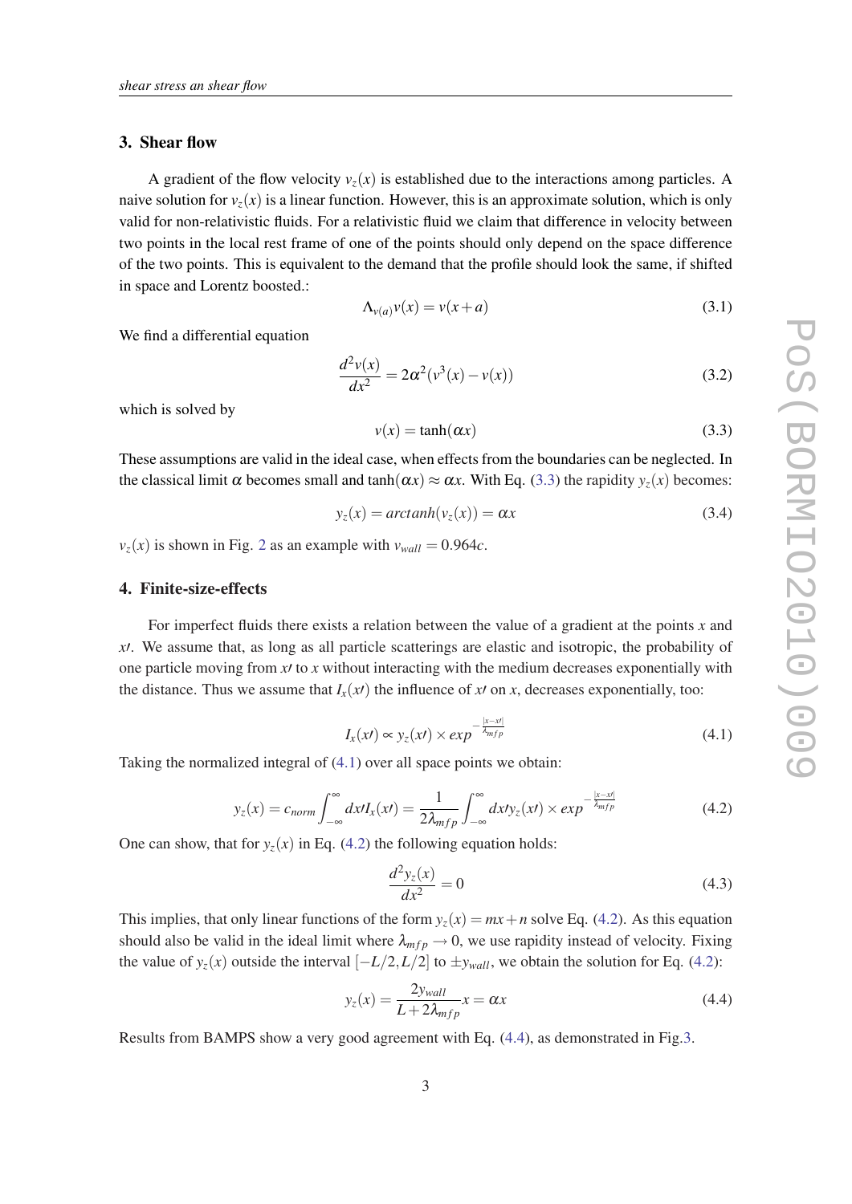## 3. Shear flow

A gradient of the flow velocity $v_z(x)$ is established due to the interactions among particles. A naive solution for $v_z(x)$ is a linear function. However, this is an approximate solution, which is only valid for non-relativistic fluids. For a relativistic fluid we claim that difference in velocity between two points in the local rest frame of one of the points should only depend on the space difference of the two points. This is equivalent to the demand that the profile should look the same, if shifted in space and Lorentz boosted.:

$$\Lambda_{v(a)} v(x) = v(x+a) \tag{3.1}$$

We find a differential equation

$$\frac{d^2 v(x)}{dx^2} = 2\alpha^2 (v^3(x) - v(x)) \tag{3.2}$$

which is solved by

$$v(x) = \tanh(\alpha x) \tag{3.3}$$

These assumptions are valid in the ideal case, when effects from the boundaries can be neglected. In the classical limit $\alpha$ becomes small and $\tanh(\alpha x) \approx \alpha x$. With Eq. (3.3) the rapidity $y_z(x)$ becomes:

$$y_z(x) = arctanh(v_z(x)) = \alpha x \tag{3.4}$$

$v_z(x)$ is shown in Fig. 2 as an example with $v_{wall} = 0.964c$.

## 4. Finite-size-effects

For imperfect fluids there exists a relation between the value of a gradient at the points $x$ and $x\prime$. We assume that, as long as all particle scatterings are elastic and isotropic, the probability of one particle moving from $x\prime$ to $x$ without interacting with the medium decreases exponentially with the distance. Thus we assume that $I_x(x\prime)$ the influence of $x\prime$ on $x$, decreases exponentially, too:

$$I_x(x\prime) \propto y_z(x\prime) \times exp^{-\frac{|x-x\prime|}{\lambda_{mfp}}} \tag{4.1}$$

Taking the normalized integral of (4.1) over all space points we obtain:

$$y_z(x) = c_{norm} \int_{-\infty}^{\infty} dx\prime I_x(x\prime) = \frac{1}{2\lambda_{mfp}} \int_{-\infty}^{\infty} dx\prime y_z(x\prime) \times exp^{-\frac{|x-x\prime|}{\lambda_{mfp}}} \tag{4.2}$$

One can show, that for $y_z(x)$ in Eq. (4.2) the following equation holds:

$$\frac{d^2 y_z(x)}{dx^2} = 0 \tag{4.3}$$

This implies, that only linear functions of the form $y_z(x) = mx + n$ solve Eq. (4.2). As this equation should also be valid in the ideal limit where $\lambda_{mfp} \to 0$, we use rapidity instead of velocity. Fixing the value of $y_z(x)$ outside the interval $[-L/2, L/2]$ to $\pm y_{wall}$, we obtain the solution for Eq. (4.2):

$$y_z(x) = \frac{2y_{wall}}{L + 2\lambda_{mfp}} x = \alpha x \tag{4.4}$$

Results from BAMPS show a very good agreement with Eq. (4.4), as demonstrated in Fig.3.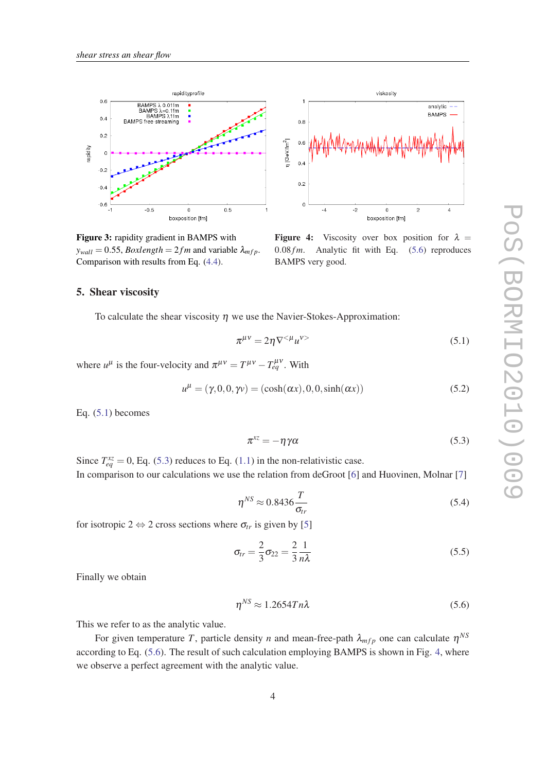**Figure 3:** rapidity gradient in BAMPS with $y_{wall} = 0.55$, *Boxlength* $= 2fm$ and variable $\lambda_{mfp}$. Comparison with results from Eq. (4.4).

**Figure 4:** Viscosity over box position for $\lambda = 0.08fm$. Analytic fit with Eq. (5.6) reproduces BAMPS very good.

## 5. Shear viscosity

To calculate the shear viscosity $\eta$ we use the Navier-Stokes-Approximation:

$$\pi^{\mu\nu} = 2\eta\nabla^{<\mu}u^{\nu>} \tag{5.1}$$

where $u^\mu$ is the four-velocity and $\pi^{\mu\nu} = T^{\mu\nu} - T^{\mu\nu}_{eq}$. With

$$u^\mu = (\gamma, 0, 0, \gamma v) = (\cosh(\alpha x), 0, 0, \sinh(\alpha x)) \tag{5.2}$$

Eq. (5.1) becomes

$$\pi^{xz} = -\eta\gamma\alpha \tag{5.3}$$

Since $T^{xz}_{eq} = 0$, Eq. (5.3) reduces to Eq. (1.1) in the non-relativistic case.
In comparison to our calculations we use the relation from deGroot [6] and Huovinen, Molnar [7]

$$\eta^{NS} \approx 0.8436\frac{T}{\sigma_{tr}} \tag{5.4}$$

for isotropic $2 \Leftrightarrow 2$ cross sections where $\sigma_{tr}$ is given by [5]

$$\sigma_{tr} = \frac{2}{3}\sigma_{22} = \frac{2}{3}\frac{1}{n\lambda} \tag{5.5}$$

Finally we obtain

$$\eta^{NS} \approx 1.2654 T n \lambda \tag{5.6}$$

This we refer to as the analytic value.

For given temperature $T$, particle density $n$ and mean-free-path $\lambda_{mfp}$ one can calculate $\eta^{NS}$ according to Eq. (5.6). The result of such calculation employing BAMPS is shown in Fig. 4, where we observe a perfect agreement with the analytic value.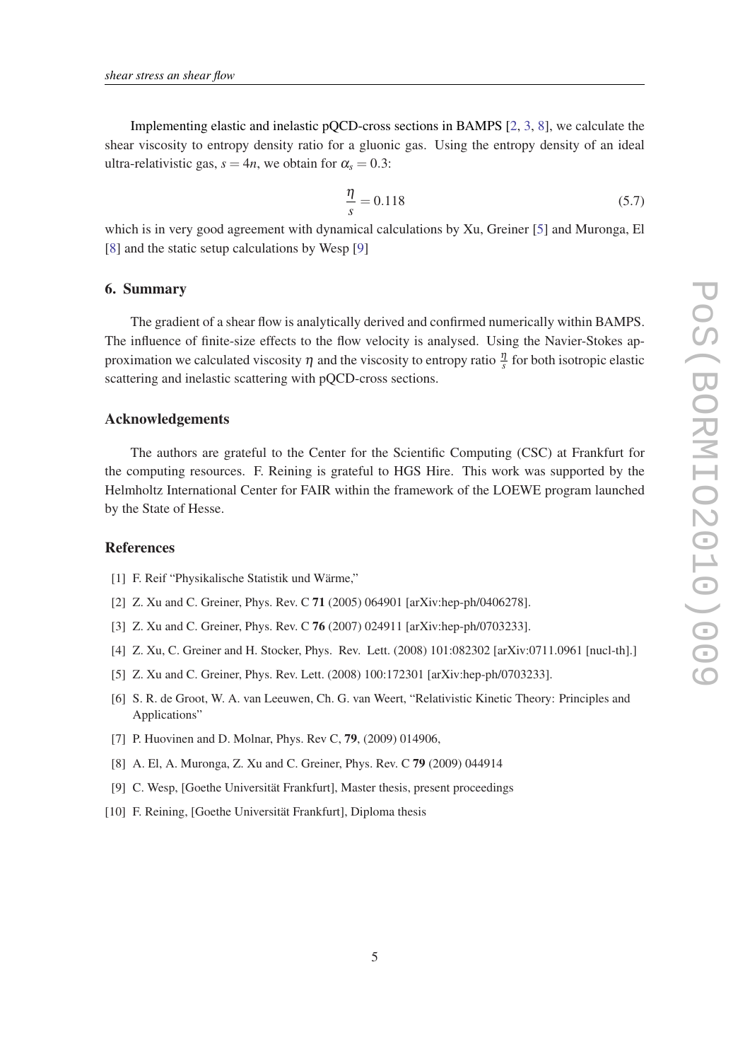Implementing elastic and inelastic pQCD-cross sections in BAMPS [2, 3, 8], we calculate the shear viscosity to entropy density ratio for a gluonic gas. Using the entropy density of an ideal ultra-relativistic gas, $s = 4n$, we obtain for $\alpha_s = 0.3$:

$$\frac{\eta}{s} = 0.118 \tag{5.7}$$

which is in very good agreement with dynamical calculations by Xu, Greiner [5] and Muronga, El [8] and the static setup calculations by Wesp [9]

## 6. Summary

The gradient of a shear flow is analytically derived and confirmed numerically within BAMPS. The influence of finite-size effects to the flow velocity is analysed. Using the Navier-Stokes approximation we calculated viscosity $\eta$ and the viscosity to entropy ratio $\frac{\eta}{s}$ for both isotropic elastic scattering and inelastic scattering with pQCD-cross sections.

## Acknowledgements

The authors are grateful to the Center for the Scientific Computing (CSC) at Frankfurt for the computing resources. F. Reining is grateful to HGS Hire. This work was supported by the Helmholtz International Center for FAIR within the framework of the LOEWE program launched by the State of Hesse.

## References

[1] F. Reif "Physikalische Statistik und Wärme,"

[2] Z. Xu and C. Greiner, Phys. Rev. C **71** (2005) 064901 [arXiv:hep-ph/0406278].

[3] Z. Xu and C. Greiner, Phys. Rev. C **76** (2007) 024911 [arXiv:hep-ph/0703233].

[4] Z. Xu, C. Greiner and H. Stocker, Phys. Rev. Lett. (2008) 101:082302 [arXiv:0711.0961 [nucl-th].]

[5] Z. Xu and C. Greiner, Phys. Rev. Lett. (2008) 100:172301 [arXiv:hep-ph/0703233].

[6] S. R. de Groot, W. A. van Leeuwen, Ch. G. van Weert, "Relativistic Kinetic Theory: Principles and Applications"

[7] P. Huovinen and D. Molnar, Phys. Rev C, **79**, (2009) 014906,

[8] A. El, A. Muronga, Z. Xu and C. Greiner, Phys. Rev. C **79** (2009) 044914

[9] C. Wesp, [Goethe Universität Frankfurt], Master thesis, present proceedings

[10] F. Reining, [Goethe Universität Frankfurt], Diploma thesis